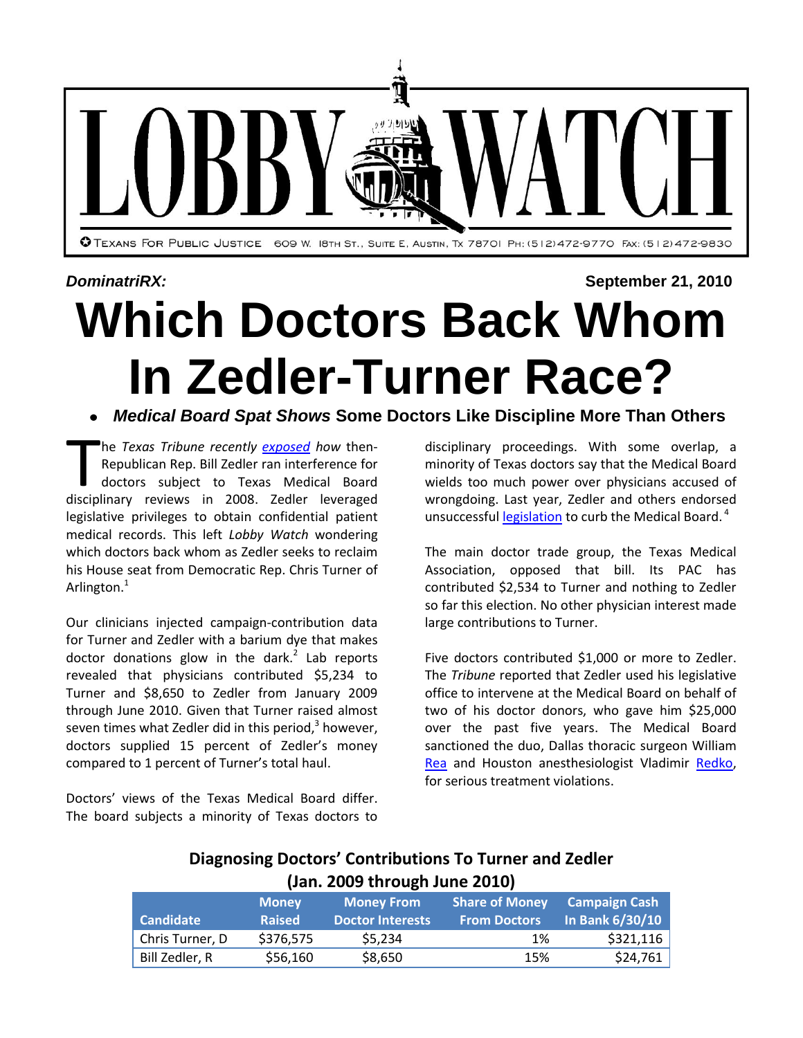# LOBBY WATCH

TEXANS FOR PUBLIC JUSTICE 609 W. 18TH ST., SUITE E, AUSTIN, TX 78701 PH: (512)472-9770 FAX: (512)472-9830

***DominatriRX:*** **September 21, 2010**

# Which Doctors Back Whom In Zedler-Turner Race?

- ***Medical Board Spat Shows*** **Some Doctors Like Discipline More Than Others**

The *Texas Tribune recently exposed how* then-Republican Rep. Bill Zedler ran interference for doctors subject to Texas Medical Board disciplinary reviews in 2008. Zedler leveraged legislative privileges to obtain confidential patient medical records. This left *Lobby Watch* wondering which doctors back whom as Zedler seeks to reclaim his House seat from Democratic Rep. Chris Turner of Arlington.[1]

Our clinicians injected campaign-contribution data for Turner and Zedler with a barium dye that makes doctor donations glow in the dark.[2] Lab reports revealed that physicians contributed $5,234 to Turner and $8,650 to Zedler from January 2009 through June 2010. Given that Turner raised almost seven times what Zedler did in this period,[3] however, doctors supplied 15 percent of Zedler's money compared to 1 percent of Turner's total haul.

Doctors' views of the Texas Medical Board differ. The board subjects a minority of Texas doctors to disciplinary proceedings. With some overlap, a minority of Texas doctors say that the Medical Board wields too much power over physicians accused of wrongdoing. Last year, Zedler and others endorsed unsuccessful legislation to curb the Medical Board.[4]

The main doctor trade group, the Texas Medical Association, opposed that bill. Its PAC has contributed $2,534 to Turner and nothing to Zedler so far this election. No other physician interest made large contributions to Turner.

Five doctors contributed $1,000 or more to Zedler. The *Tribune* reported that Zedler used his legislative office to intervene at the Medical Board on behalf of two of his doctor donors, who gave him $25,000 over the past five years. The Medical Board sanctioned the duo, Dallas thoracic surgeon William Rea and Houston anesthesiologist Vladimir Redko, for serious treatment violations.

**Diagnosing Doctors' Contributions To Turner and Zedler (Jan. 2009 through June 2010)**

| Candidate | Money Raised | Money From Doctor Interests | Share of Money From Doctors | Campaign Cash In Bank 6/30/10 |
|---|---|---|---|---|
| Chris Turner, D | $376,575 | $5,234 | 1% | $321,116 |
| Bill Zedler, R | $56,160 | $8,650 | 15% | $24,761 |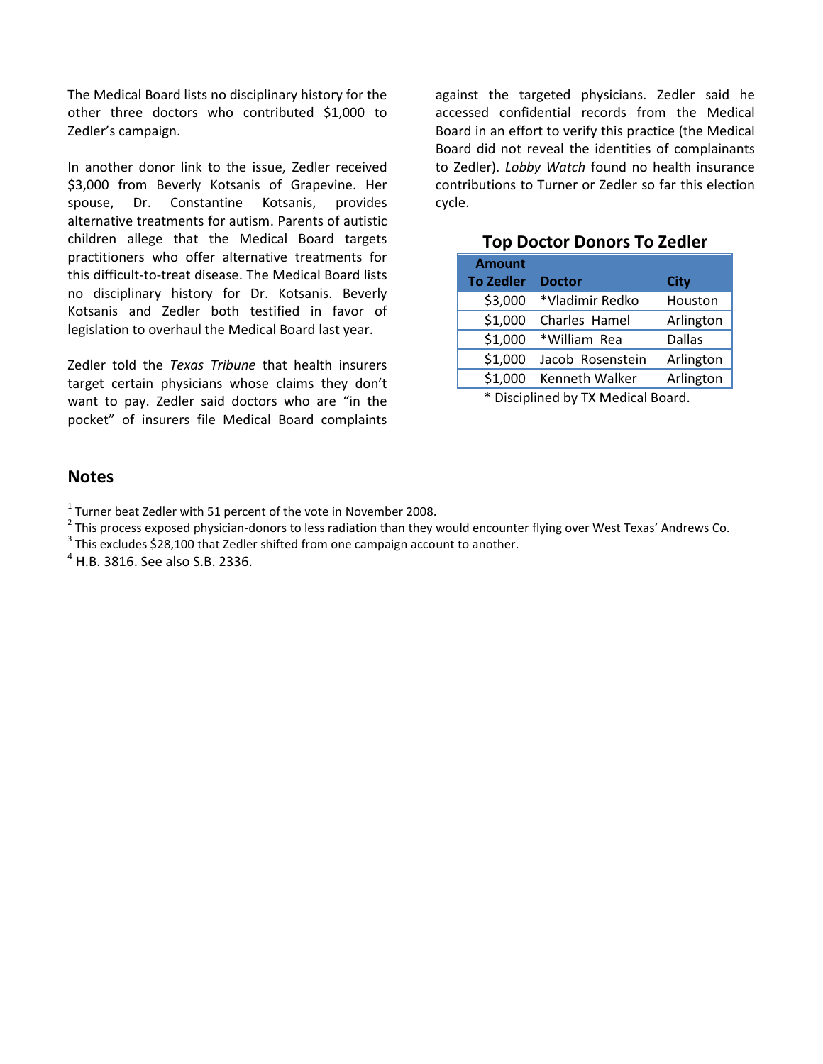The Medical Board lists no disciplinary history for the other three doctors who contributed $1,000 to Zedler's campaign.

In another donor link to the issue, Zedler received $3,000 from Beverly Kotsanis of Grapevine. Her spouse, Dr. Constantine Kotsanis, provides alternative treatments for autism. Parents of autistic children allege that the Medical Board targets practitioners who offer alternative treatments for this difficult-to-treat disease. The Medical Board lists no disciplinary history for Dr. Kotsanis. Beverly Kotsanis and Zedler both testified in favor of legislation to overhaul the Medical Board last year.

Zedler told the *Texas Tribune* that health insurers target certain physicians whose claims they don't want to pay. Zedler said doctors who are "in the pocket" of insurers file Medical Board complaints against the targeted physicians. Zedler said he accessed confidential records from the Medical Board in an effort to verify this practice (the Medical Board did not reveal the identities of complainants to Zedler). *Lobby Watch* found no health insurance contributions to Turner or Zedler so far this election cycle.

### Top Doctor Donors To Zedler

| Amount To Zedler | Doctor | City |
|---|---|---|
| $3,000 | *Vladimir Redko | Houston |
| $1,000 | Charles Hamel | Arlington |
| $1,000 | *William Rea | Dallas |
| $1,000 | Jacob Rosenstein | Arlington |
| $1,000 | Kenneth Walker | Arlington |

\* Disciplined by TX Medical Board.

## Notes

[1] Turner beat Zedler with 51 percent of the vote in November 2008.

[2] This process exposed physician-donors to less radiation than they would encounter flying over West Texas' Andrews Co.

[3] This excludes $28,100 that Zedler shifted from one campaign account to another.

[4] H.B. 3816. See also S.B. 2336.